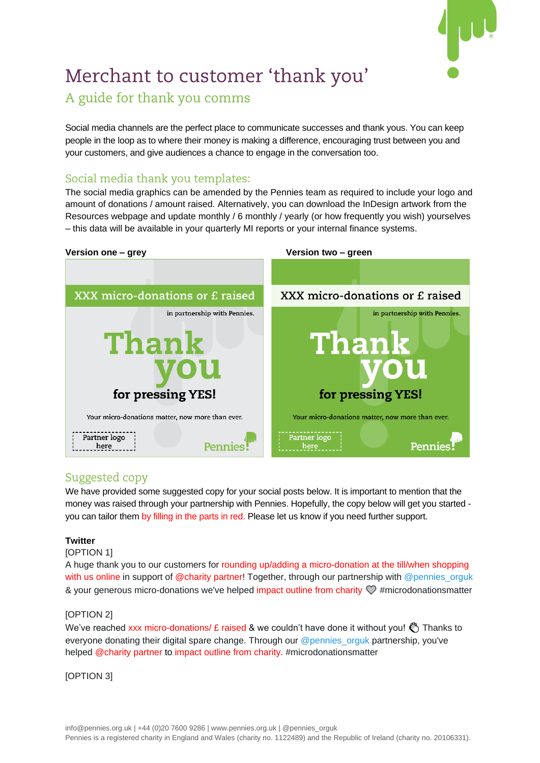# Merchant to customer 'thank you'

## A guide for thank you comms

Social media channels are the perfect place to communicate successes and thank yous. You can keep people in the loop as to where their money is making a difference, encouraging trust between you and your customers, and give audiences a chance to engage in the conversation too.

## Social media thank you templates:

The social media graphics can be amended by the Pennies team as required to include your logo and amount of donations / amount raised. Alternatively, you can download the InDesign artwork from the Resources webpage and update monthly / 6 monthly / yearly (or how frequently you wish) yourselves – this data will be available in your quarterly MI reports or your internal finance systems.

**Version one – grey**

XXX micro-donations or £ raised

in partnership with Pennies.

Thank you

for pressing YES!

Your micro-donations matter, now more than ever.

Partner logo here

Pennies

**Version two – green**

XXX micro-donations or £ raised

in partnership with Pennies.

Thank you

for pressing YES!

Your micro-donations matter, now more than ever.

Partner logo here

Pennies

## Suggested copy

We have provided some suggested copy for your social posts below. It is important to mention that the money was raised through your partnership with Pennies. Hopefully, the copy below will get you started - you can tailor them by filling in the parts in red. Please let us know if you need further support.

**Twitter**

[OPTION 1]

A huge thank you to our customers for rounding up/adding a micro-donation at the till/when shopping with us online in support of @charity partner! Together, through our partnership with @pennies_orguk & your generous micro-donations we've helped impact outline from charity 💚 #microdonationsmatter

[OPTION 2]

We've reached xxx micro-donations/ £ raised & we couldn't have done it without you! 👏 Thanks to everyone donating their digital spare change. Through our @pennies_orguk partnership, you've helped @charity partner to impact outline from charity. #microdonationsmatter

[OPTION 3]

info@pennies.org.uk | +44 (0)20 7600 9286 | www.pennies.org.uk | @pennies_orguk
Pennies is a registered charity in England and Wales (charity no. 1122489) and the Republic of Ireland (charity no. 20106331).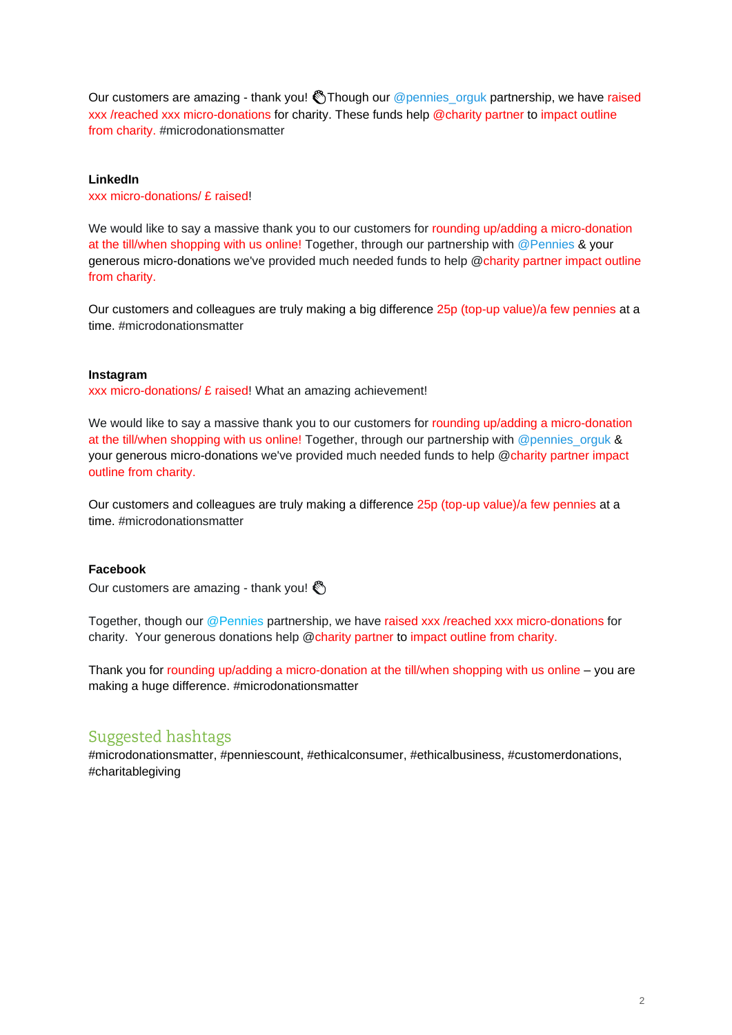Our customers are amazing - thank you! 👏Though our @pennies_orguk partnership, we have raised xxx /reached xxx micro-donations for charity. These funds help @charity partner to impact outline from charity. #microdonationsmatter

**LinkedIn**

xxx micro-donations/ £ raised!

We would like to say a massive thank you to our customers for rounding up/adding a micro-donation at the till/when shopping with us online! Together, through our partnership with @Pennies & your generous micro-donations we've provided much needed funds to help @charity partner impact outline from charity.

Our customers and colleagues are truly making a big difference 25p (top-up value)/a few pennies at a time. #microdonationsmatter

**Instagram**

xxx micro-donations/ £ raised! What an amazing achievement!

We would like to say a massive thank you to our customers for rounding up/adding a micro-donation at the till/when shopping with us online! Together, through our partnership with @pennies_orguk & your generous micro-donations we've provided much needed funds to help @charity partner impact outline from charity.

Our customers and colleagues are truly making a difference 25p (top-up value)/a few pennies at a time. #microdonationsmatter

**Facebook**

Our customers are amazing - thank you! 👏

Together, though our @Pennies partnership, we have raised xxx /reached xxx micro-donations for charity. Your generous donations help @charity partner to impact outline from charity.

Thank you for rounding up/adding a micro-donation at the till/when shopping with us online – you are making a huge difference. #microdonationsmatter

## Suggested hashtags

#microdonationsmatter, #penniescount, #ethicalconsumer, #ethicalbusiness, #customerdonations, #charitablegiving